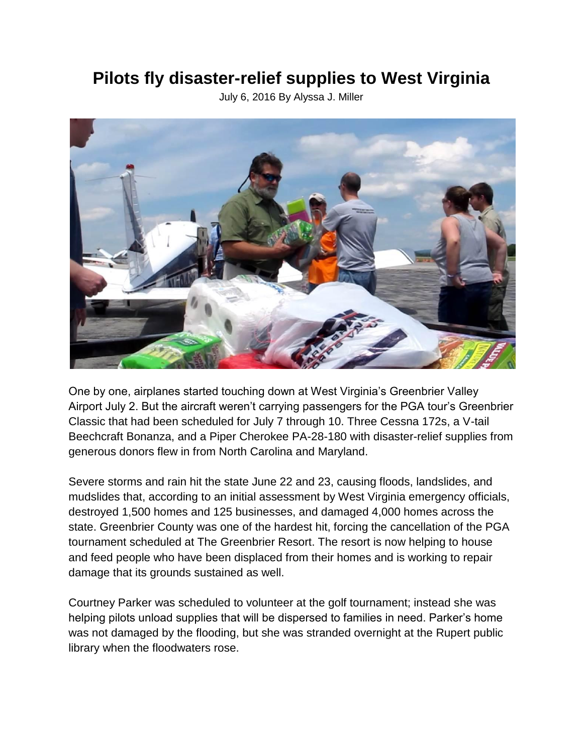# Pilots fly disaster-relief supplies to West Virginia

July 6, 2016 By Alyssa J. Miller

One by one, airplanes started touching down at West Virginia's Greenbrier Valley Airport July 2. But the aircraft weren't carrying passengers for the PGA tour's Greenbrier Classic that had been scheduled for July 7 through 10. Three Cessna 172s, a V-tail Beechcraft Bonanza, and a Piper Cherokee PA-28-180 with disaster-relief supplies from generous donors flew in from North Carolina and Maryland.

Severe storms and rain hit the state June 22 and 23, causing floods, landslides, and mudslides that, according to an initial assessment by West Virginia emergency officials, destroyed 1,500 homes and 125 businesses, and damaged 4,000 homes across the state. Greenbrier County was one of the hardest hit, forcing the cancellation of the PGA tournament scheduled at The Greenbrier Resort. The resort is now helping to house and feed people who have been displaced from their homes and is working to repair damage that its grounds sustained as well.

Courtney Parker was scheduled to volunteer at the golf tournament; instead she was helping pilots unload supplies that will be dispersed to families in need. Parker's home was not damaged by the flooding, but she was stranded overnight at the Rupert public library when the floodwaters rose.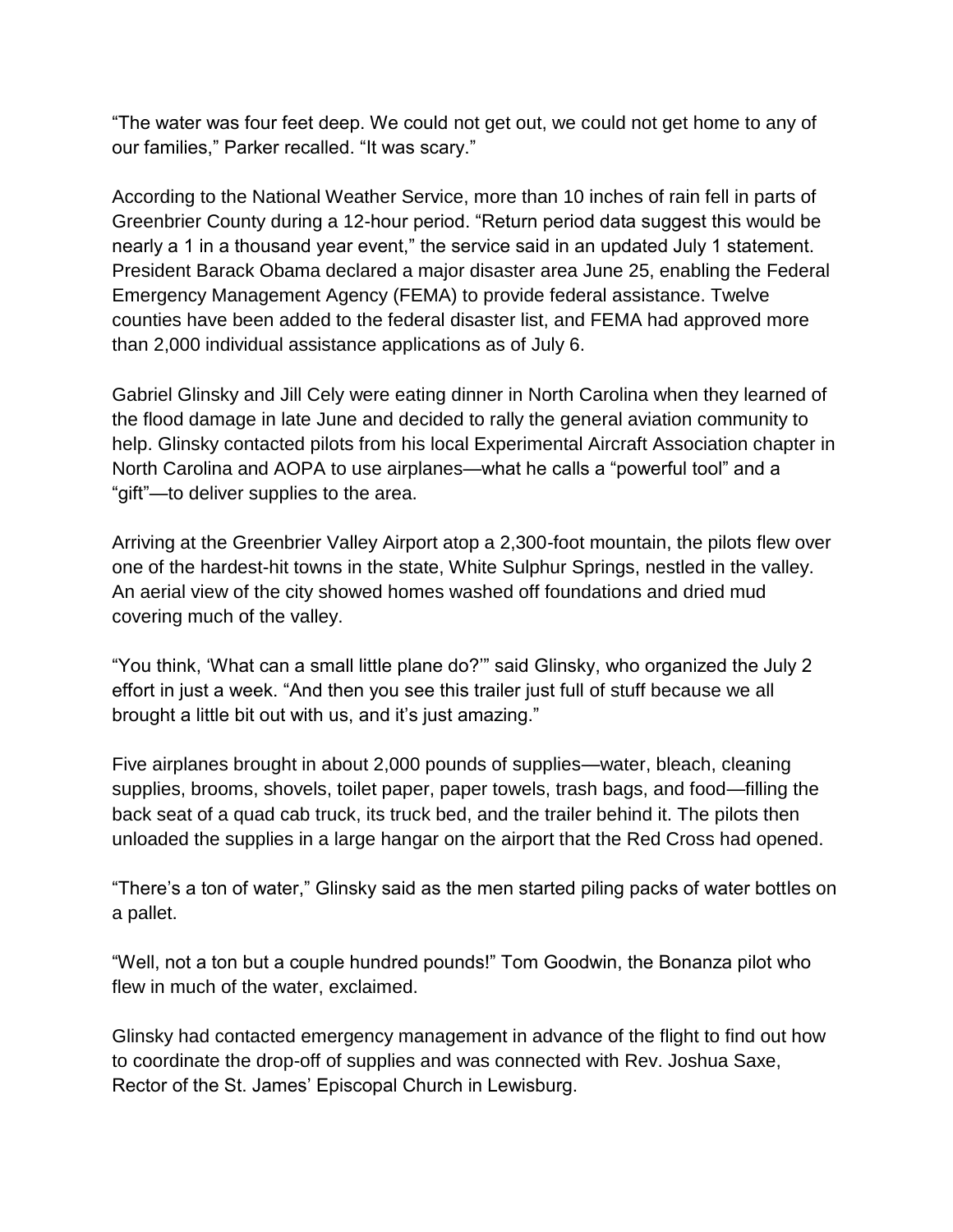“The water was four feet deep. We could not get out, we could not get home to any of our families,” Parker recalled. “It was scary.”

According to the National Weather Service, more than 10 inches of rain fell in parts of Greenbrier County during a 12-hour period. “Return period data suggest this would be nearly a 1 in a thousand year event,” the service said in an updated July 1 statement. President Barack Obama declared a major disaster area June 25, enabling the Federal Emergency Management Agency (FEMA) to provide federal assistance. Twelve counties have been added to the federal disaster list, and FEMA had approved more than 2,000 individual assistance applications as of July 6.

Gabriel Glinsky and Jill Cely were eating dinner in North Carolina when they learned of the flood damage in late June and decided to rally the general aviation community to help. Glinsky contacted pilots from his local Experimental Aircraft Association chapter in North Carolina and AOPA to use airplanes—what he calls a “powerful tool” and a “gift”—to deliver supplies to the area.

Arriving at the Greenbrier Valley Airport atop a 2,300-foot mountain, the pilots flew over one of the hardest-hit towns in the state, White Sulphur Springs, nestled in the valley. An aerial view of the city showed homes washed off foundations and dried mud covering much of the valley.

“You think, ‘What can a small little plane do?’” said Glinsky, who organized the July 2 effort in just a week. “And then you see this trailer just full of stuff because we all brought a little bit out with us, and it’s just amazing.”

Five airplanes brought in about 2,000 pounds of supplies—water, bleach, cleaning supplies, brooms, shovels, toilet paper, paper towels, trash bags, and food—filling the back seat of a quad cab truck, its truck bed, and the trailer behind it. The pilots then unloaded the supplies in a large hangar on the airport that the Red Cross had opened.

“There’s a ton of water,” Glinsky said as the men started piling packs of water bottles on a pallet.

“Well, not a ton but a couple hundred pounds!” Tom Goodwin, the Bonanza pilot who flew in much of the water, exclaimed.

Glinsky had contacted emergency management in advance of the flight to find out how to coordinate the drop-off of supplies and was connected with Rev. Joshua Saxe, Rector of the St. James’ Episcopal Church in Lewisburg.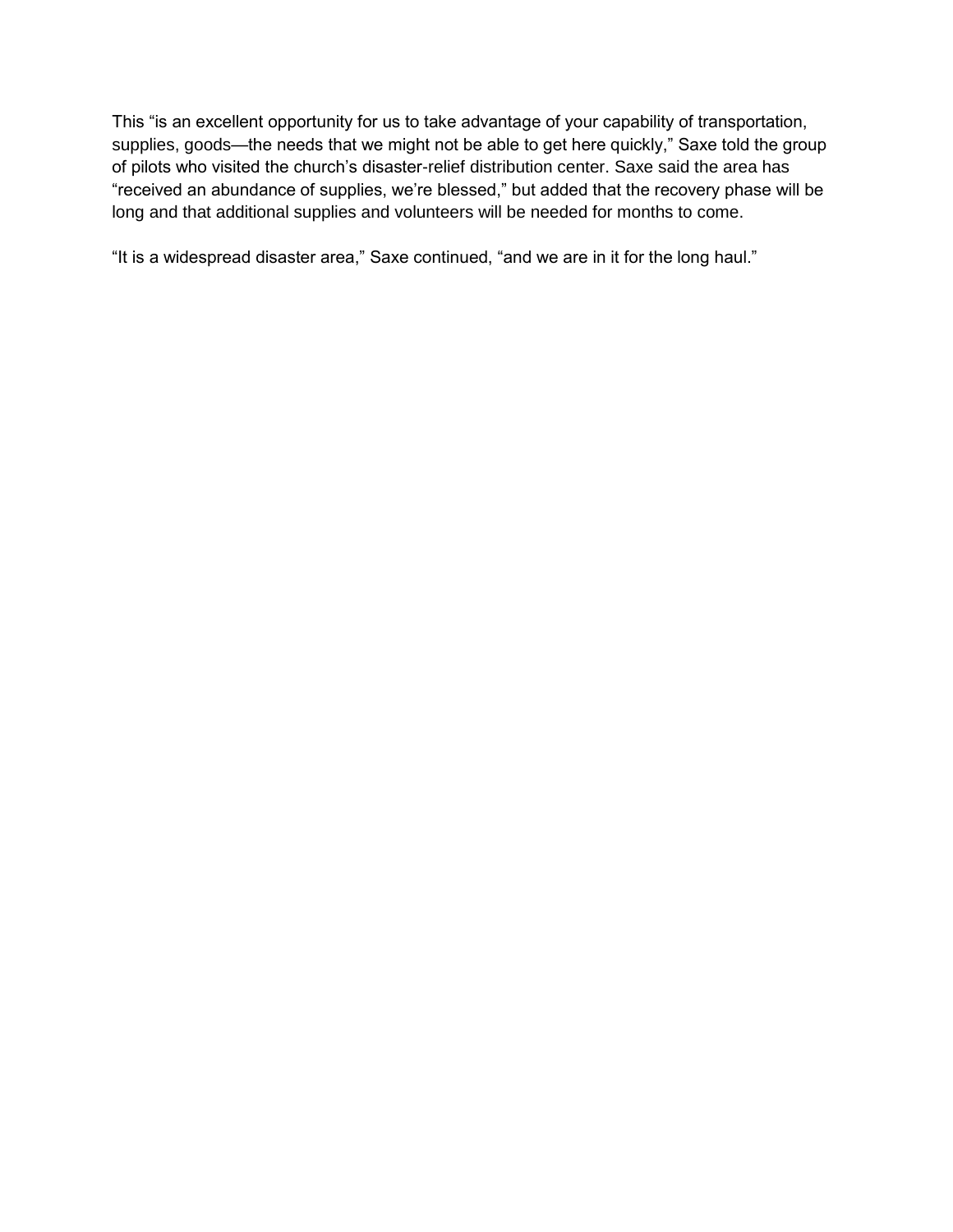This "is an excellent opportunity for us to take advantage of your capability of transportation, supplies, goods—the needs that we might not be able to get here quickly," Saxe told the group of pilots who visited the church's disaster-relief distribution center. Saxe said the area has "received an abundance of supplies, we're blessed," but added that the recovery phase will be long and that additional supplies and volunteers will be needed for months to come.

"It is a widespread disaster area," Saxe continued, "and we are in it for the long haul."